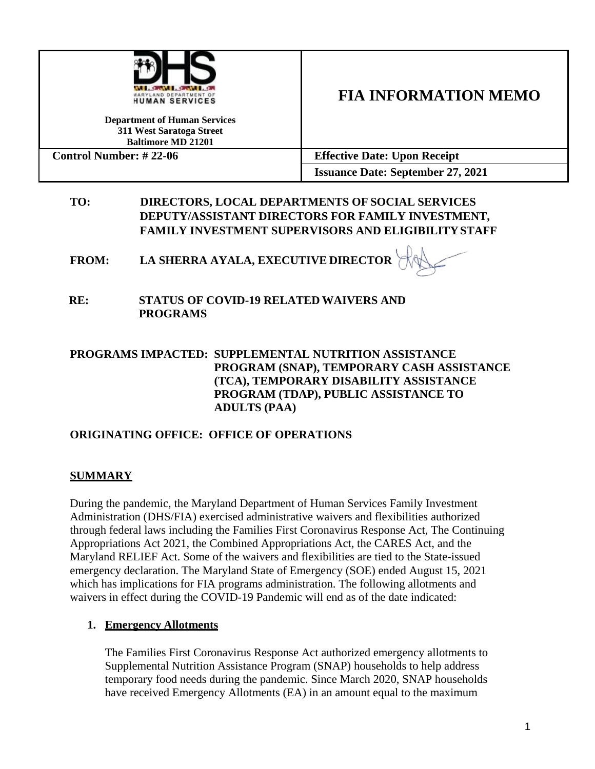| Department of Human Services<br>311 West Saratoga Street<br>Baltimore MD 21201 | # FIA INFORMATION MEMO |
|---|---|
| **Control Number: # 22-06** | **Effective Date: Upon Receipt** |
| | **Issuance Date: September 27, 2021** |

**TO:** DIRECTORS, LOCAL DEPARTMENTS OF SOCIAL SERVICES DEPUTY/ASSISTANT DIRECTORS FOR FAMILY INVESTMENT, FAMILY INVESTMENT SUPERVISORS AND ELIGIBILITY STAFF

**FROM:** LA SHERRA AYALA, EXECUTIVE DIRECTOR

**RE:** STATUS OF COVID-19 RELATED WAIVERS AND PROGRAMS

**PROGRAMS IMPACTED:** SUPPLEMENTAL NUTRITION ASSISTANCE PROGRAM (SNAP), TEMPORARY CASH ASSISTANCE (TCA), TEMPORARY DISABILITY ASSISTANCE PROGRAM (TDAP), PUBLIC ASSISTANCE TO ADULTS (PAA)

**ORIGINATING OFFICE:** OFFICE OF OPERATIONS

## SUMMARY

During the pandemic, the Maryland Department of Human Services Family Investment Administration (DHS/FIA) exercised administrative waivers and flexibilities authorized through federal laws including the Families First Coronavirus Response Act, The Continuing Appropriations Act 2021, the Combined Appropriations Act, the CARES Act, and the Maryland RELIEF Act. Some of the waivers and flexibilities are tied to the State-issued emergency declaration. The Maryland State of Emergency (SOE) ended August 15, 2021 which has implications for FIA programs administration. The following allotments and waivers in effect during the COVID-19 Pandemic will end as of the date indicated:

1. **Emergency Allotments**

   The Families First Coronavirus Response Act authorized emergency allotments to Supplemental Nutrition Assistance Program (SNAP) households to help address temporary food needs during the pandemic. Since March 2020, SNAP households have received Emergency Allotments (EA) in an amount equal to the maximum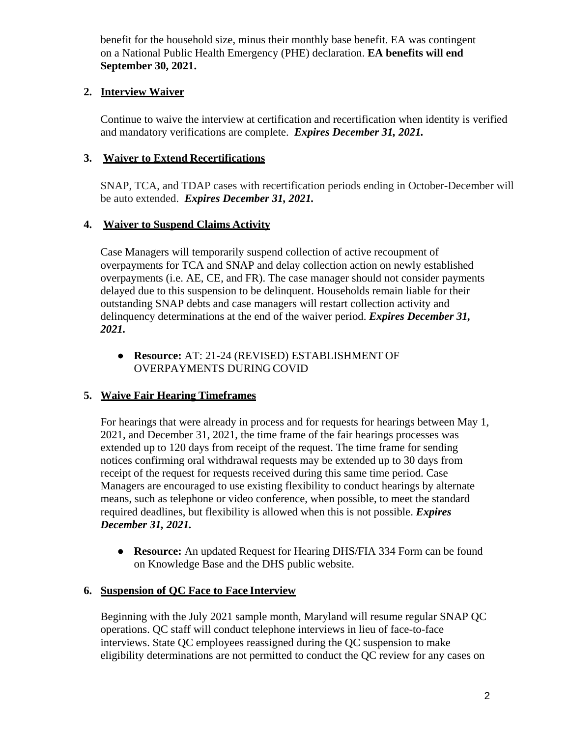benefit for the household size, minus their monthly base benefit. EA was contingent on a National Public Health Emergency (PHE) declaration. **EA benefits will end September 30, 2021.**

2. **Interview Waiver**

   Continue to waive the interview at certification and recertification when identity is verified and mandatory verifications are complete. ***Expires December 31, 2021.***

3. **Waiver to Extend Recertifications**

   SNAP, TCA, and TDAP cases with recertification periods ending in October-December will be auto extended. ***Expires December 31, 2021.***

4. **Waiver to Suspend Claims Activity**

   Case Managers will temporarily suspend collection of active recoupment of overpayments for TCA and SNAP and delay collection action on newly established overpayments (i.e. AE, CE, and FR). The case manager should not consider payments delayed due to this suspension to be delinquent. Households remain liable for their outstanding SNAP debts and case managers will restart collection activity and delinquency determinations at the end of the waiver period. ***Expires December 31, 2021.***

   - **Resource:** AT: 21-24 (REVISED) ESTABLISHMENT OF OVERPAYMENTS DURING COVID

5. **Waive Fair Hearing Timeframes**

   For hearings that were already in process and for requests for hearings between May 1, 2021, and December 31, 2021, the time frame of the fair hearings processes was extended up to 120 days from receipt of the request. The time frame for sending notices confirming oral withdrawal requests may be extended up to 30 days from receipt of the request for requests received during this same time period. Case Managers are encouraged to use existing flexibility to conduct hearings by alternate means, such as telephone or video conference, when possible, to meet the standard required deadlines, but flexibility is allowed when this is not possible. ***Expires December 31, 2021.***

   - **Resource:** An updated Request for Hearing DHS/FIA 334 Form can be found on Knowledge Base and the DHS public website.

6. **Suspension of QC Face to Face Interview**

   Beginning with the July 2021 sample month, Maryland will resume regular SNAP QC operations. QC staff will conduct telephone interviews in lieu of face-to-face interviews. State QC employees reassigned during the QC suspension to make eligibility determinations are not permitted to conduct the QC review for any cases on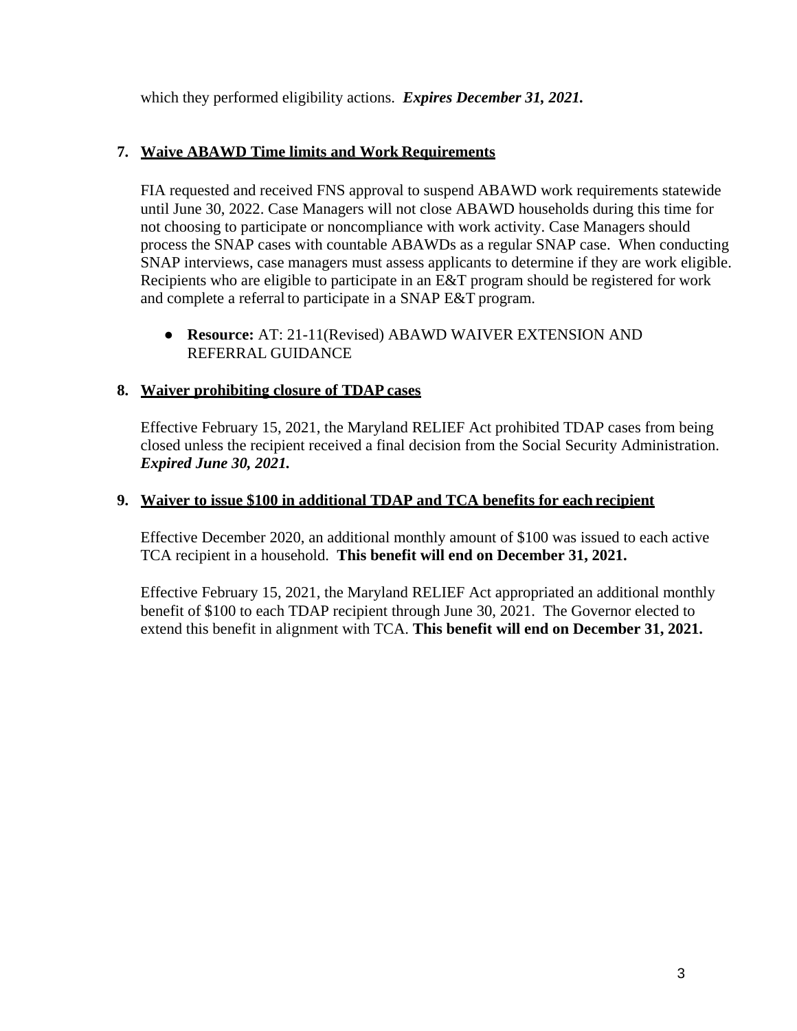which they performed eligibility actions. ***Expires December 31, 2021.***

**7. Waive ABAWD Time limits and Work Requirements**

FIA requested and received FNS approval to suspend ABAWD work requirements statewide until June 30, 2022. Case Managers will not close ABAWD households during this time for not choosing to participate or noncompliance with work activity. Case Managers should process the SNAP cases with countable ABAWDs as a regular SNAP case. When conducting SNAP interviews, case managers must assess applicants to determine if they are work eligible. Recipients who are eligible to participate in an E&T program should be registered for work and complete a referral to participate in a SNAP E&T program.

- **Resource:** AT: 21-11(Revised) ABAWD WAIVER EXTENSION AND REFERRAL GUIDANCE

**8. Waiver prohibiting closure of TDAP cases**

Effective February 15, 2021, the Maryland RELIEF Act prohibited TDAP cases from being closed unless the recipient received a final decision from the Social Security Administration. ***Expired June 30, 2021.***

**9. Waiver to issue $100 in additional TDAP and TCA benefits for each recipient**

Effective December 2020, an additional monthly amount of $100 was issued to each active TCA recipient in a household. **This benefit will end on December 31, 2021.**

Effective February 15, 2021, the Maryland RELIEF Act appropriated an additional monthly benefit of $100 to each TDAP recipient through June 30, 2021. The Governor elected to extend this benefit in alignment with TCA. **This benefit will end on December 31, 2021.**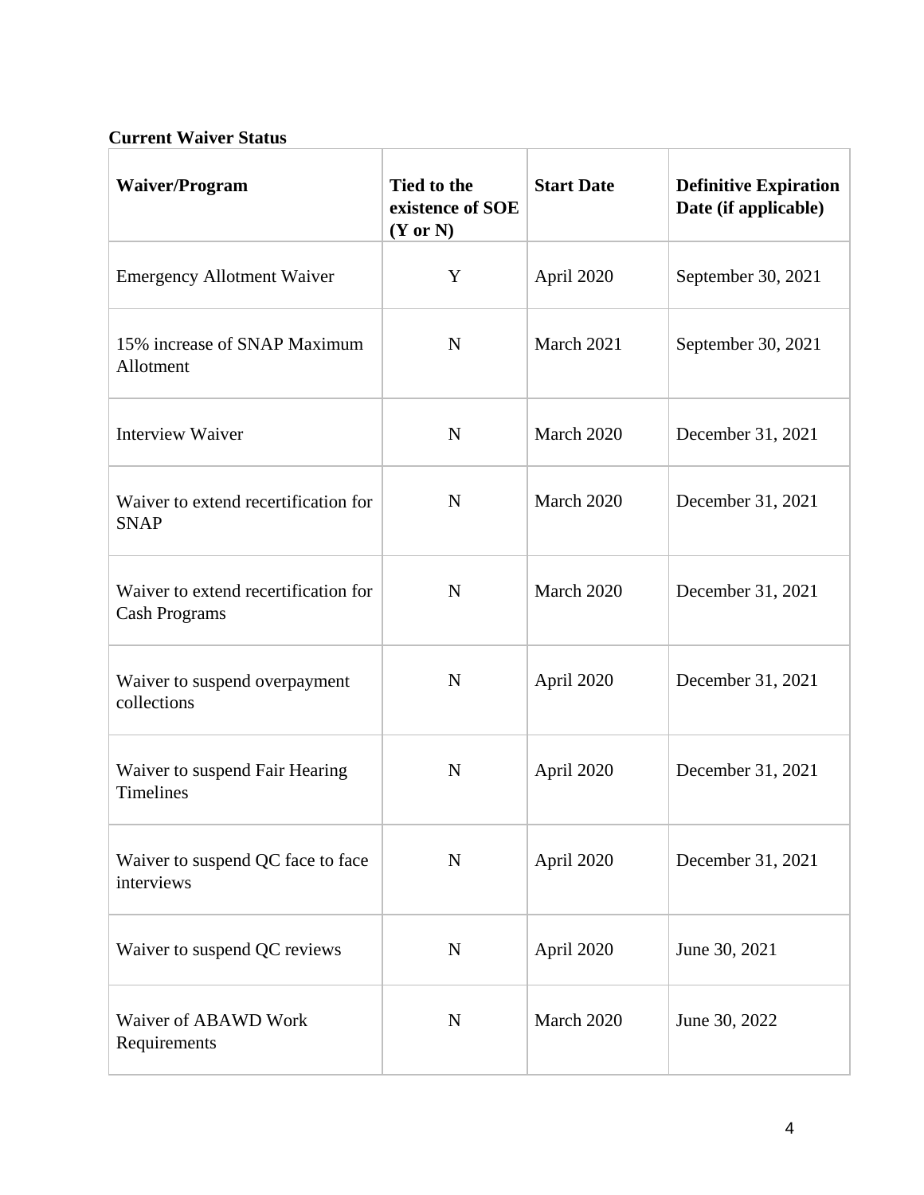**Current Waiver Status**

| Waiver/Program | Tied to the existence of SOE (Y or N) | Start Date | Definitive Expiration Date (if applicable) |
|---|---|---|---|
| Emergency Allotment Waiver | Y | April 2020 | September 30, 2021 |
| 15% increase of SNAP Maximum Allotment | N | March 2021 | September 30, 2021 |
| Interview Waiver | N | March 2020 | December 31, 2021 |
| Waiver to extend recertification for SNAP | N | March 2020 | December 31, 2021 |
| Waiver to extend recertification for Cash Programs | N | March 2020 | December 31, 2021 |
| Waiver to suspend overpayment collections | N | April 2020 | December 31, 2021 |
| Waiver to suspend Fair Hearing Timelines | N | April 2020 | December 31, 2021 |
| Waiver to suspend QC face to face interviews | N | April 2020 | December 31, 2021 |
| Waiver to suspend QC reviews | N | April 2020 | June 30, 2021 |
| Waiver of ABAWD Work Requirements | N | March 2020 | June 30, 2022 |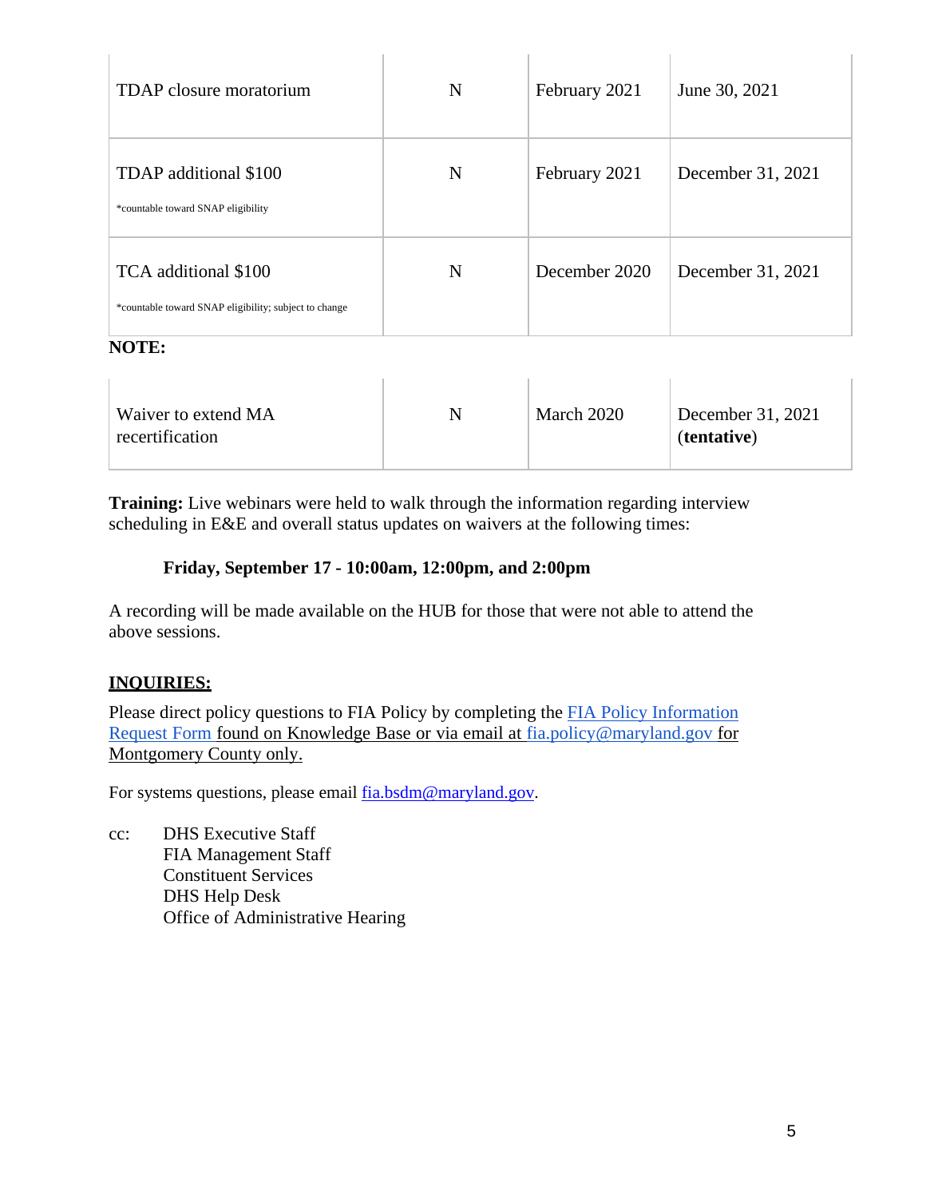| | | | |
|---|---|---|---|
| TDAP closure moratorium | N | February 2021 | June 30, 2021 |
| TDAP additional $100<br>*countable toward SNAP eligibility | N | February 2021 | December 31, 2021 |
| TCA additional $100<br>*countable toward SNAP eligibility; subject to change | N | December 2020 | December 31, 2021 |

**NOTE:**

| | | | |
|---|---|---|---|
| Waiver to extend MA recertification | N | March 2020 | December 31, 2021 (**tentative**) |

**Training:** Live webinars were held to walk through the information regarding interview scheduling in E&E and overall status updates on waivers at the following times:

**Friday, September 17 - 10:00am, 12:00pm, and 2:00pm**

A recording will be made available on the HUB for those that were not able to attend the above sessions.

## INQUIRIES:

Please direct policy questions to FIA Policy by completing the FIA Policy Information Request Form found on Knowledge Base or via email at fia.policy@maryland.gov for Montgomery County only.

For systems questions, please email fia.bsdm@maryland.gov.

cc: DHS Executive Staff
FIA Management Staff
Constituent Services
DHS Help Desk
Office of Administrative Hearing